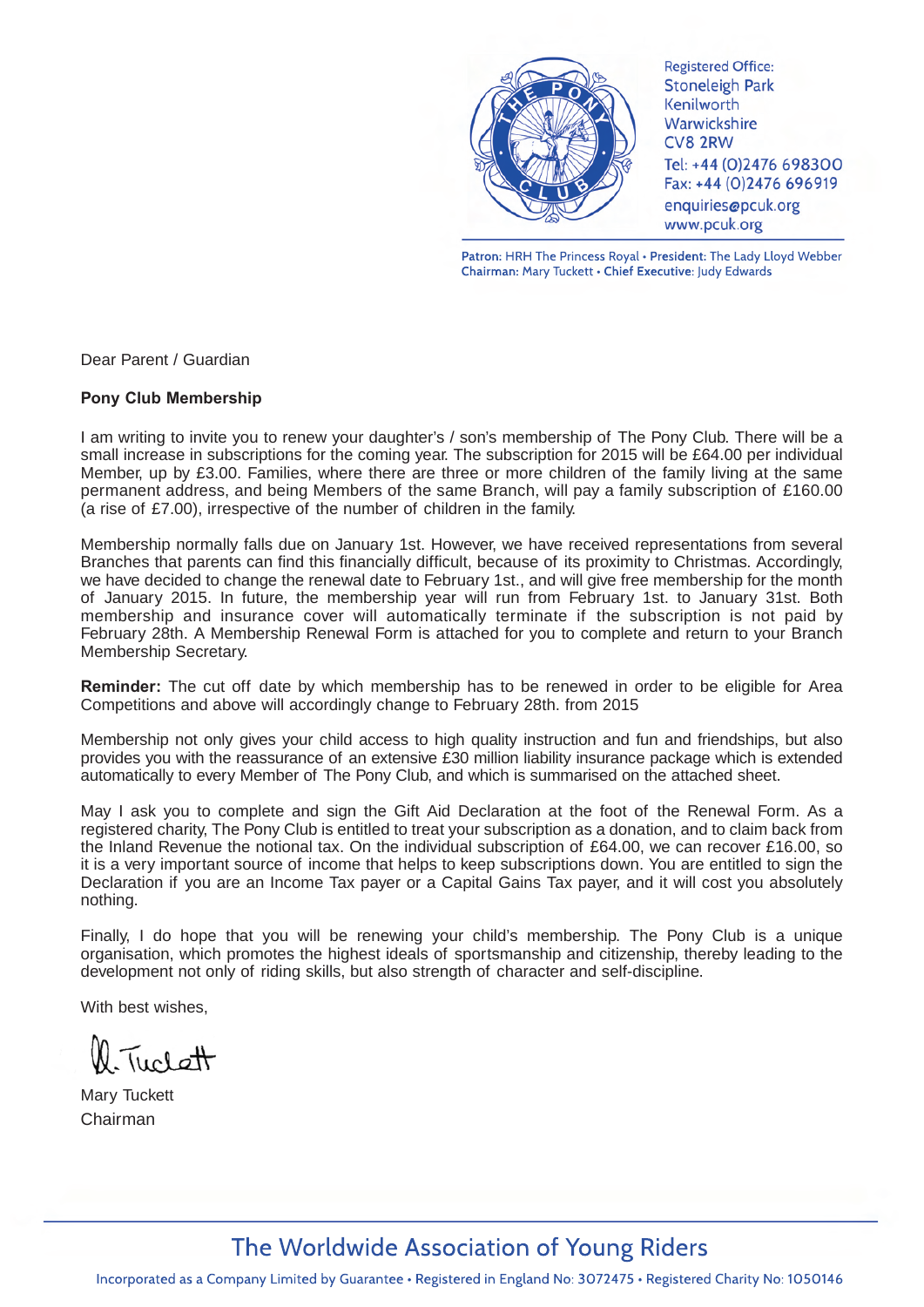Registered Office:
Stoneleigh Park
Kenilworth
Warwickshire
CV8 2RW
Tel: +44 (0)2476 698300
Fax: +44 (0)2476 696919
enquiries@pcuk.org
www.pcuk.org

**Patron:** HRH The Princess Royal • **President:** The Lady Lloyd Webber
**Chairman:** Mary Tuckett • **Chief Executive:** Judy Edwards

Dear Parent / Guardian

**Pony Club Membership**

I am writing to invite you to renew your daughter's / son's membership of The Pony Club. There will be a small increase in subscriptions for the coming year. The subscription for 2015 will be £64.00 per individual Member, up by £3.00. Families, where there are three or more children of the family living at the same permanent address, and being Members of the same Branch, will pay a family subscription of £160.00 (a rise of £7.00), irrespective of the number of children in the family.

Membership normally falls due on January 1st. However, we have received representations from several Branches that parents can find this financially difficult, because of its proximity to Christmas. Accordingly, we have decided to change the renewal date to February 1st., and will give free membership for the month of January 2015. In future, the membership year will run from February 1st. to January 31st. Both membership and insurance cover will automatically terminate if the subscription is not paid by February 28th. A Membership Renewal Form is attached for you to complete and return to your Branch Membership Secretary.

**Reminder:** The cut off date by which membership has to be renewed in order to be eligible for Area Competitions and above will accordingly change to February 28th. from 2015

Membership not only gives your child access to high quality instruction and fun and friendships, but also provides you with the reassurance of an extensive £30 million liability insurance package which is extended automatically to every Member of The Pony Club, and which is summarised on the attached sheet.

May I ask you to complete and sign the Gift Aid Declaration at the foot of the Renewal Form. As a registered charity, The Pony Club is entitled to treat your subscription as a donation, and to claim back from the Inland Revenue the notional tax. On the individual subscription of £64.00, we can recover £16.00, so it is a very important source of income that helps to keep subscriptions down. You are entitled to sign the Declaration if you are an Income Tax payer or a Capital Gains Tax payer, and it will cost you absolutely nothing.

Finally, I do hope that you will be renewing your child's membership. The Pony Club is a unique organisation, which promotes the highest ideals of sportsmanship and citizenship, thereby leading to the development not only of riding skills, but also strength of character and self-discipline.

With best wishes,

M. Tuckett

Mary Tuckett
Chairman

The Worldwide Association of Young Riders

Incorporated as a Company Limited by Guarantee • Registered in England No: 3072475 • Registered Charity No: 1050146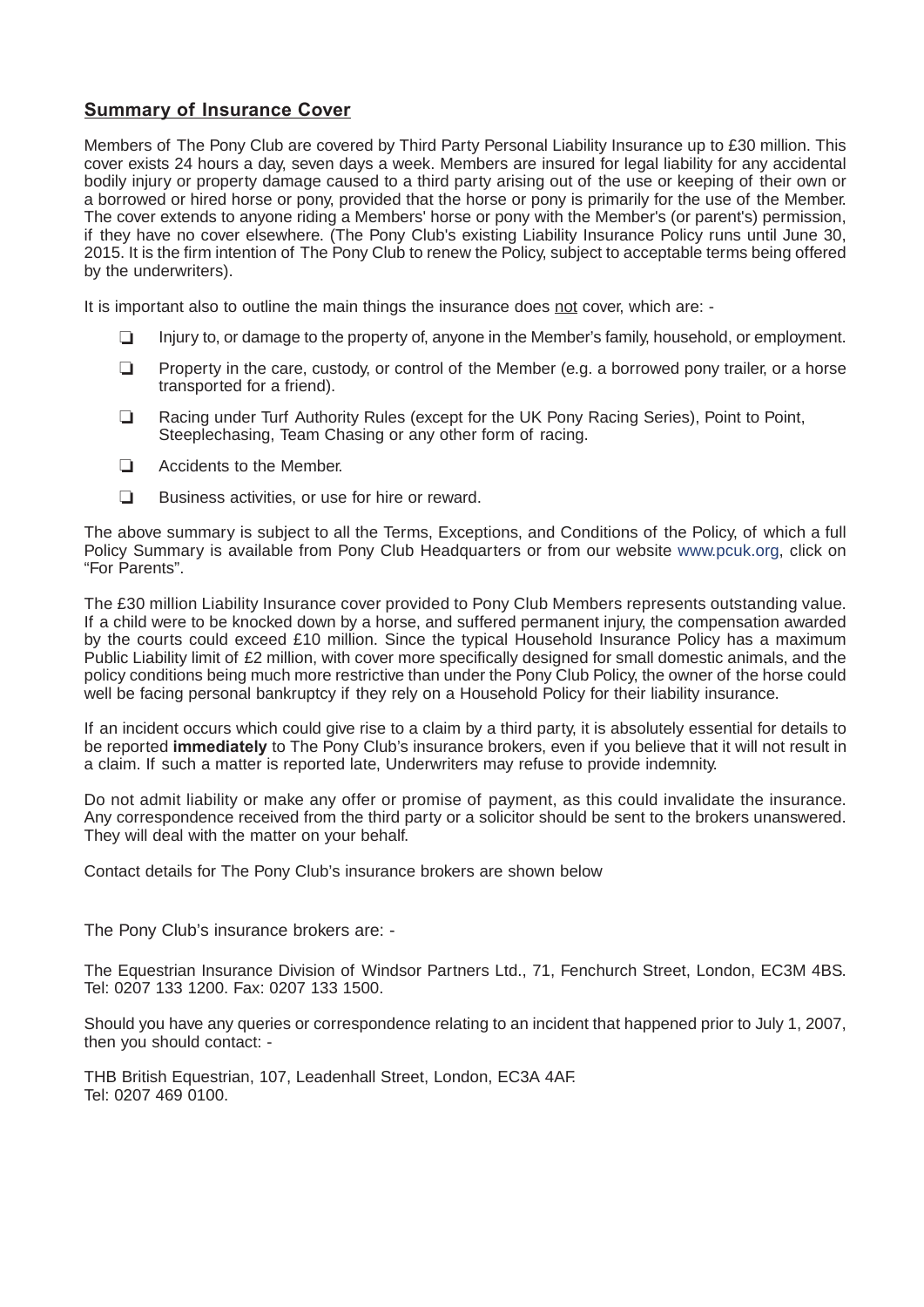## Summary of Insurance Cover

Members of The Pony Club are covered by Third Party Personal Liability Insurance up to £30 million. This cover exists 24 hours a day, seven days a week. Members are insured for legal liability for any accidental bodily injury or property damage caused to a third party arising out of the use or keeping of their own or a borrowed or hired horse or pony, provided that the horse or pony is primarily for the use of the Member. The cover extends to anyone riding a Members' horse or pony with the Member's (or parent's) permission, if they have no cover elsewhere. (The Pony Club's existing Liability Insurance Policy runs until June 30, 2015. It is the firm intention of The Pony Club to renew the Policy, subject to acceptable terms being offered by the underwriters).

It is important also to outline the main things the insurance does not cover, which are: -

- Injury to, or damage to the property of, anyone in the Member's family, household, or employment.
- Property in the care, custody, or control of the Member (e.g. a borrowed pony trailer, or a horse transported for a friend).
- Racing under Turf Authority Rules (except for the UK Pony Racing Series), Point to Point, Steeplechasing, Team Chasing or any other form of racing.
- Accidents to the Member.
- Business activities, or use for hire or reward.

The above summary is subject to all the Terms, Exceptions, and Conditions of the Policy, of which a full Policy Summary is available from Pony Club Headquarters or from our website www.pcuk.org, click on "For Parents".

The £30 million Liability Insurance cover provided to Pony Club Members represents outstanding value. If a child were to be knocked down by a horse, and suffered permanent injury, the compensation awarded by the courts could exceed £10 million. Since the typical Household Insurance Policy has a maximum Public Liability limit of £2 million, with cover more specifically designed for small domestic animals, and the policy conditions being much more restrictive than under the Pony Club Policy, the owner of the horse could well be facing personal bankruptcy if they rely on a Household Policy for their liability insurance.

If an incident occurs which could give rise to a claim by a third party, it is absolutely essential for details to be reported **immediately** to The Pony Club's insurance brokers, even if you believe that it will not result in a claim. If such a matter is reported late, Underwriters may refuse to provide indemnity.

Do not admit liability or make any offer or promise of payment, as this could invalidate the insurance. Any correspondence received from the third party or a solicitor should be sent to the brokers unanswered. They will deal with the matter on your behalf.

Contact details for The Pony Club's insurance brokers are shown below

The Pony Club's insurance brokers are: -

The Equestrian Insurance Division of Windsor Partners Ltd., 71, Fenchurch Street, London, EC3M 4BS. Tel: 0207 133 1200. Fax: 0207 133 1500.

Should you have any queries or correspondence relating to an incident that happened prior to July 1, 2007, then you should contact: -

THB British Equestrian, 107, Leadenhall Street, London, EC3A 4AF.
Tel: 0207 469 0100.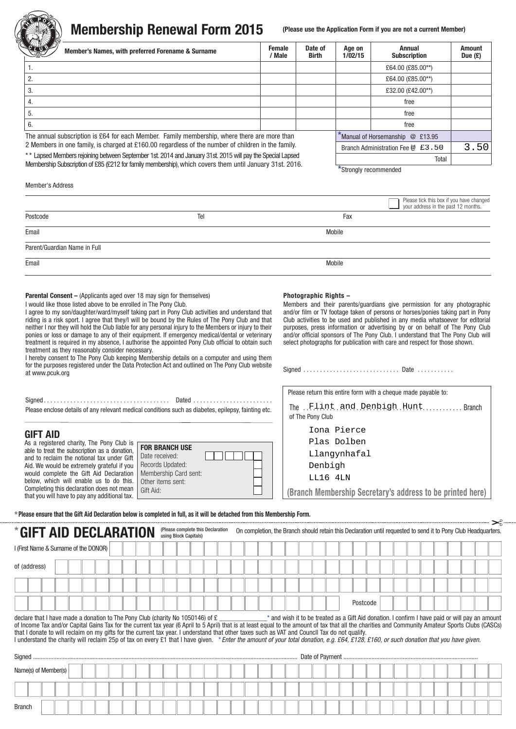# Membership Renewal Form 2015

**(Please use the Application Form if you are not a current Member)**

| Member's Names, with preferred Forename & Surname | Female / Male | Date of Birth | Age on 1/02/15 | Annual Subscription | Amount Due (£) |
|---|---|---|---|---|---|
| 1. | | | | £64.00 (£85.00**) | |
| 2. | | | | £64.00 (£85.00**) | |
| 3. | | | | £32.00 (£42.00**) | |
| 4. | | | | free | |
| 5. | | | | free | |
| 6. | | | | free | |
| | | | | *Manual of Horsemanship @ £13.95 | |
| | | | | Branch Administration Fee @ £3.50 | 3.50 |
| | | | | Total | |

*Strongly recommended

The annual subscription is £64 for each Member. Family membership, where there are more than 2 Members in one family, is charged at £160.00 regardless of the number of children in the family.

** Lapsed Members rejoining between September 1st. 2014 and January 31st. 2015 will pay the Special Lapsed Membership Subscription of £85 (£212 for family membership), which covers them until January 31st. 2016.

Member's Address

Please tick this box if you have changed your address in the past 12 months.

Postcode &nbsp;&nbsp;&nbsp; Tel &nbsp;&nbsp;&nbsp; Fax

Email &nbsp;&nbsp;&nbsp; Mobile

Parent/Guardian Name in Full

Email &nbsp;&nbsp;&nbsp; Mobile

**Parental Consent –** (Applicants aged over 18 may sign for themselves)

I would like those listed above to be enrolled in The Pony Club.

I agree to my son/daughter/ward/myself taking part in Pony Club activities and understand that riding is a risk sport. I agree that they/I will be bound by the Rules of The Pony Club and that neither I nor they will hold the Club liable for any personal injury to the Members or injury to their ponies or loss or damage to any of their equipment. If emergency medical/dental or veterinary treatment is required in my absence, I authorise the appointed Pony Club official to obtain such treatment as they reasonably consider necessary.

I hereby consent to The Pony Club keeping Membership details on a computer and using them for the purposes registered under the Data Protection Act and outlined on The Pony Club website at www.pcuk.org

Signed ...................................... Dated ........................

Please enclose details of any relevant medical conditions such as diabetes, epilepsy, fainting etc.

**Photographic Rights –**

Members and their parents/guardians give permission for any photographic and/or film or TV footage taken of persons or horses/ponies taking part in Pony Club activities to be used and published in any media whatsoever for editorial purposes, press information or advertising by or on behalf of The Pony Club and/or official sponsors of The Pony Club. I understand that The Pony Club will select photographs for publication with care and respect for those shown.

Signed ............................ Date ...........

Please return this entire form with a cheque made payable to:

The Flint and Denbigh Hunt Branch of The Pony Club

Iona Pierce
Plas Dolben
Llangynhafal
Denbigh
LL16 4LN

**(Branch Membership Secretary's address to be printed here)**

## GIFT AID

As a registered charity, The Pony Club is able to treat the subscription as a donation, and to reclaim the notional tax under Gift Aid. We would be extremely grateful if you would complete the Gift Aid Declaration below, which will enable us to do this. Completing this declaration does not mean that you will have to pay any additional tax.

**FOR BRANCH USE**
Date received:
Records Updated:
Membership Card sent:
Other items sent:
Gift Aid:

**\*Please ensure that the Gift Aid Declaration below is completed in full, as it will be detached from this Membership Form.**

## *GIFT AID DECLARATION

(Please complete this Declaration using Block Capitals)

On completion, the Branch should retain this Declaration until requested to send it to Pony Club Headquarters.

I (First Name & Surname of the DONOR)

of (address)

Postcode

declare that I have made a donation to The Pony Club (charity No 1050146) of £ ______________* and wish it to be treated as a Gift Aid donation. I confirm I have paid or will pay an amount of Income Tax and/or Capital Gains Tax for the current tax year (6 April to 5 April) that is at least equal to the amount of tax that all the charities and Community Amateur Sports Clubs (CASCs) that I donate to will reclaim on my gifts for the current tax year. I understand that other taxes such as VAT and Council Tax do not qualify.
I understand the charity will reclaim 25p of tax on every £1 that I have given. *\* Enter the amount of your total donation, e.g. £64, £128, £160, or such donation that you have given.*

Signed .................................................................... Date of Payment ....................................

Name(s) of Member(s)

Branch